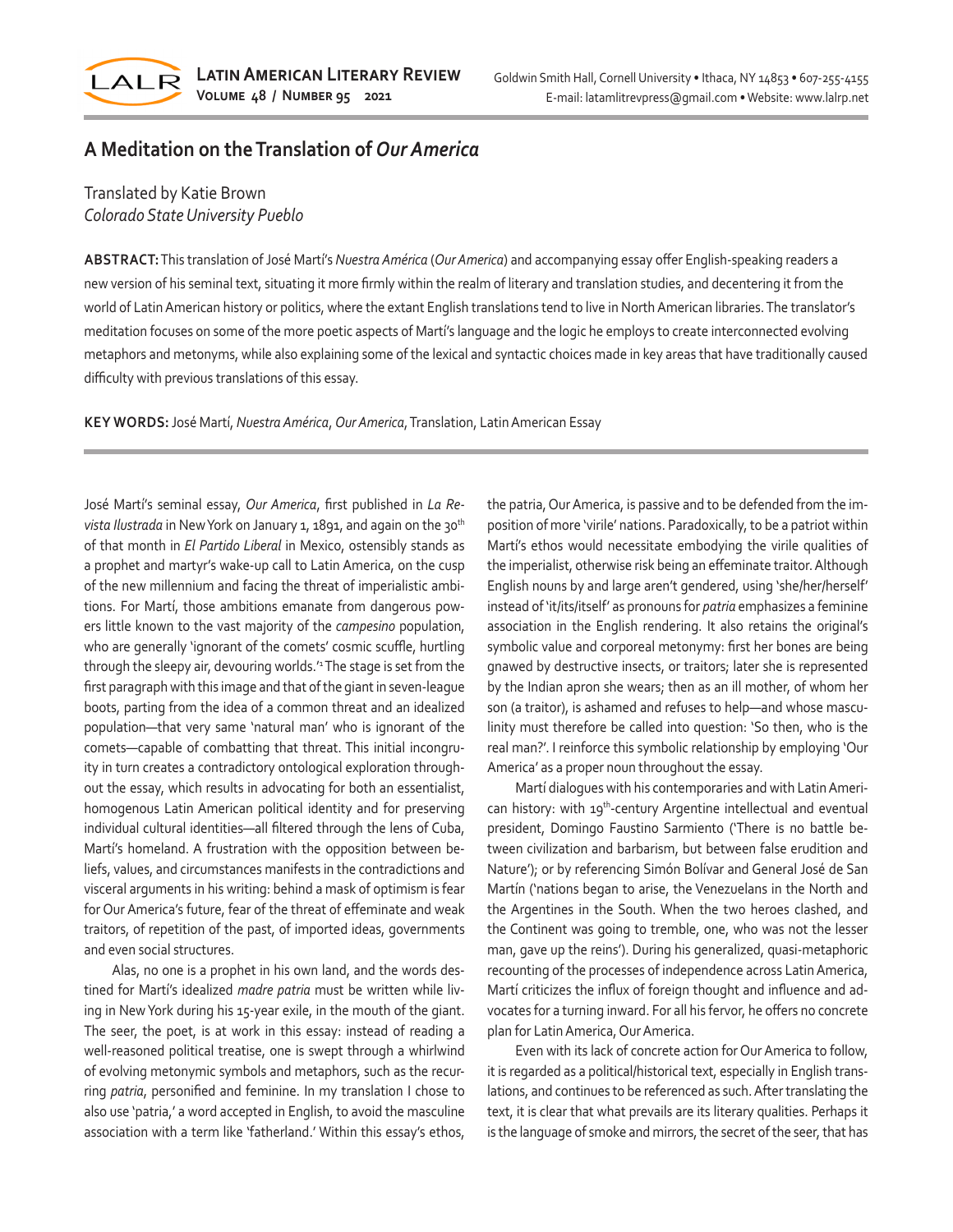# A Meditation on the Translation of *Our America*

Translated by Katie Brown
*Colorado State University Pueblo*

**ABSTRACT:** This translation of José Martí's *Nuestra América* (*Our America*) and accompanying essay offer English-speaking readers a new version of his seminal text, situating it more firmly within the realm of literary and translation studies, and decentering it from the world of Latin American history or politics, where the extant English translations tend to live in North American libraries. The translator's meditation focuses on some of the more poetic aspects of Martí's language and the logic he employs to create interconnected evolving metaphors and metonyms, while also explaining some of the lexical and syntactic choices made in key areas that have traditionally caused difficulty with previous translations of this essay.

**KEY WORDS:** José Martí, *Nuestra América*, *Our America*, Translation, Latin American Essay

José Martí's seminal essay, *Our America*, first published in *La Revista Ilustrada* in New York on January 1, 1891, and again on the 30th of that month in *El Partido Liberal* in Mexico, ostensibly stands as a prophet and martyr's wake-up call to Latin America, on the cusp of the new millennium and facing the threat of imperialistic ambitions. For Martí, those ambitions emanate from dangerous powers little known to the vast majority of the *campesino* population, who are generally 'ignorant of the comets' cosmic scuffle, hurtling through the sleepy air, devouring worlds.'[1] The stage is set from the first paragraph with this image and that of the giant in seven-league boots, parting from the idea of a common threat and an idealized population—that very same 'natural man' who is ignorant of the comets—capable of combatting that threat. This initial incongruity in turn creates a contradictory ontological exploration throughout the essay, which results in advocating for both an essentialist, homogenous Latin American political identity and for preserving individual cultural identities—all filtered through the lens of Cuba, Martí's homeland. A frustration with the opposition between beliefs, values, and circumstances manifests in the contradictions and visceral arguments in his writing: behind a mask of optimism is fear for Our America's future, fear of the threat of effeminate and weak traitors, of repetition of the past, of imported ideas, governments and even social structures.

Alas, no one is a prophet in his own land, and the words destined for Martí's idealized *madre patria* must be written while living in New York during his 15-year exile, in the mouth of the giant. The seer, the poet, is at work in this essay: instead of reading a well-reasoned political treatise, one is swept through a whirlwind of evolving metonymic symbols and metaphors, such as the recurring *patria*, personified and feminine. In my translation I chose to also use 'patria,' a word accepted in English, to avoid the masculine association with a term like 'fatherland.' Within this essay's ethos, the patria, Our America, is passive and to be defended from the imposition of more 'virile' nations. Paradoxically, to be a patriot within Martí's ethos would necessitate embodying the virile qualities of the imperialist, otherwise risk being an effeminate traitor. Although English nouns by and large aren't gendered, using 'she/her/herself' instead of 'it/its/itself' as pronouns for *patria* emphasizes a feminine association in the English rendering. It also retains the original's symbolic value and corporeal metonymy: first her bones are being gnawed by destructive insects, or traitors; later she is represented by the Indian apron she wears; then as an ill mother, of whom her son (a traitor), is ashamed and refuses to help—and whose masculinity must therefore be called into question: 'So then, who is the real man?'. I reinforce this symbolic relationship by employing 'Our America' as a proper noun throughout the essay.

Martí dialogues with his contemporaries and with Latin American history: with 19th-century Argentine intellectual and eventual president, Domingo Faustino Sarmiento ('There is no battle between civilization and barbarism, but between false erudition and Nature'); or by referencing Simón Bolívar and General José de San Martín ('nations began to arise, the Venezuelans in the North and the Argentines in the South. When the two heroes clashed, and the Continent was going to tremble, one, who was not the lesser man, gave up the reins'). During his generalized, quasi-metaphoric recounting of the processes of independence across Latin America, Martí criticizes the influx of foreign thought and influence and advocates for a turning inward. For all his fervor, he offers no concrete plan for Latin America, Our America.

Even with its lack of concrete action for Our America to follow, it is regarded as a political/historical text, especially in English translations, and continues to be referenced as such. After translating the text, it is clear that what prevails are its literary qualities. Perhaps it is the language of smoke and mirrors, the secret of the seer, that has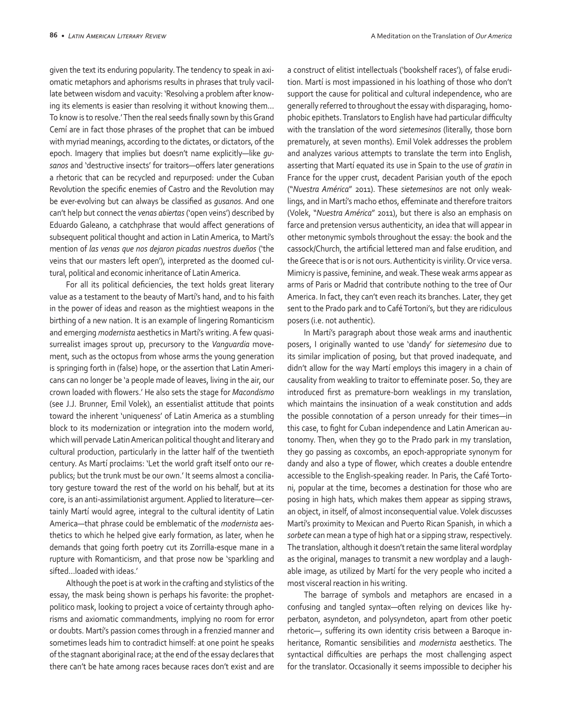given the text its enduring popularity. The tendency to speak in axiomatic metaphors and aphorisms results in phrases that truly vacillate between wisdom and vacuity: 'Resolving a problem after knowing its elements is easier than resolving it without knowing them… To know is to resolve.' Then the real seeds finally sown by this Grand Cemí are in fact those phrases of the prophet that can be imbued with myriad meanings, according to the dictates, or dictators, of the epoch. Imagery that implies but doesn't name explicitly—like *gusanos* and 'destructive insects' for traitors—offers later generations a rhetoric that can be recycled and repurposed: under the Cuban Revolution the specific enemies of Castro and the Revolution may be ever-evolving but can always be classified as *gusanos*. And one can't help but connect the *venas abiertas* ('open veins') described by Eduardo Galeano, a catchphrase that would affect generations of subsequent political thought and action in Latin America, to Martí's mention of *las venas que nos dejaron picadas nuestros dueños* ('the veins that our masters left open'), interpreted as the doomed cultural, political and economic inheritance of Latin America.

For all its political deficiencies, the text holds great literary value as a testament to the beauty of Martí's hand, and to his faith in the power of ideas and reason as the mightiest weapons in the birthing of a new nation. It is an example of lingering Romanticism and emerging *modernista* aesthetics in Martí's writing. A few quasi-surrealist images sprout up, precursory to the *Vanguardia* movement, such as the octopus from whose arms the young generation is springing forth in (false) hope, or the assertion that Latin Americans can no longer be 'a people made of leaves, living in the air, our crown loaded with flowers.' He also sets the stage for *Macondismo* (see J.J. Brunner, Emil Volek), an essentialist attitude that points toward the inherent 'uniqueness' of Latin America as a stumbling block to its modernization or integration into the modern world, which will pervade Latin American political thought and literary and cultural production, particularly in the latter half of the twentieth century. As Martí proclaims: 'Let the world graft itself onto our republics; but the trunk must be our own.' It seems almost a conciliatory gesture toward the rest of the world on his behalf, but at its core, is an anti-assimilationist argument. Applied to literature—certainly Martí would agree, integral to the cultural identity of Latin America—that phrase could be emblematic of the *modernista* aesthetics to which he helped give early formation, as later, when he demands that going forth poetry cut its Zorrilla-esque mane in a rupture with Romanticism, and that prose now be 'sparkling and sifted…loaded with ideas.'

Although the poet is at work in the crafting and stylistics of the essay, the mask being shown is perhaps his favorite: the prophet-politico mask, looking to project a voice of certainty through aphorisms and axiomatic commandments, implying no room for error or doubts. Martí's passion comes through in a frenzied manner and sometimes leads him to contradict himself: at one point he speaks of the stagnant aboriginal race; at the end of the essay declares that there can't be hate among races because races don't exist and are a construct of elitist intellectuals ('bookshelf races'), of false erudition. Martí is most impassioned in his loathing of those who don't support the cause for political and cultural independence, who are generally referred to throughout the essay with disparaging, homophobic epithets. Translators to English have had particular difficulty with the translation of the word *sietemesinos* (literally, those born prematurely, at seven months). Emil Volek addresses the problem and analyzes various attempts to translate the term into English, asserting that Martí equated its use in Spain to the use of *gratin* in France for the upper crust, decadent Parisian youth of the epoch ("*Nuestra América*" 2011). These *sietemesinos* are not only weaklings, and in Martí's macho ethos, effeminate and therefore traitors (Volek, "*Nuestra América*" 2011), but there is also an emphasis on farce and pretension versus authenticity, an idea that will appear in other metonymic symbols throughout the essay: the book and the cassock/Church, the artificial lettered man and false erudition, and the Greece that is or is not ours. Authenticity is virility. Or vice versa. Mimicry is passive, feminine, and weak. These weak arms appear as arms of Paris or Madrid that contribute nothing to the tree of Our America. In fact, they can't even reach its branches. Later, they get sent to the Prado park and to Café Tortoni's, but they are ridiculous posers (i.e. not authentic).

In Martí's paragraph about those weak arms and inauthentic posers, I originally wanted to use 'dandy' for *sietemesino* due to its similar implication of posing, but that proved inadequate, and didn't allow for the way Martí employs this imagery in a chain of causality from weakling to traitor to effeminate poser. So, they are introduced first as premature-born weaklings in my translation, which maintains the insinuation of a weak constitution and adds the possible connotation of a person unready for their times—in this case, to fight for Cuban independence and Latin American autonomy. Then, when they go to the Prado park in my translation, they go passing as coxcombs, an epoch-appropriate synonym for dandy and also a type of flower, which creates a double entendre accessible to the English-speaking reader. In Paris, the Café Tortoni, popular at the time, becomes a destination for those who are posing in high hats, which makes them appear as sipping straws, an object, in itself, of almost inconsequential value. Volek discusses Martí's proximity to Mexican and Puerto Rican Spanish, in which a *sorbete* can mean a type of high hat or a sipping straw, respectively. The translation, although it doesn't retain the same literal wordplay as the original, manages to transmit a new wordplay and a laughable image, as utilized by Martí for the very people who incited a most visceral reaction in his writing.

The barrage of symbols and metaphors are encased in a confusing and tangled syntax—often relying on devices like hyperbaton, asyndeton, and polysyndeton, apart from other poetic rhetoric—, suffering its own identity crisis between a Baroque inheritance, Romantic sensibilities and *modernista* aesthetics. The syntactical difficulties are perhaps the most challenging aspect for the translator. Occasionally it seems impossible to decipher his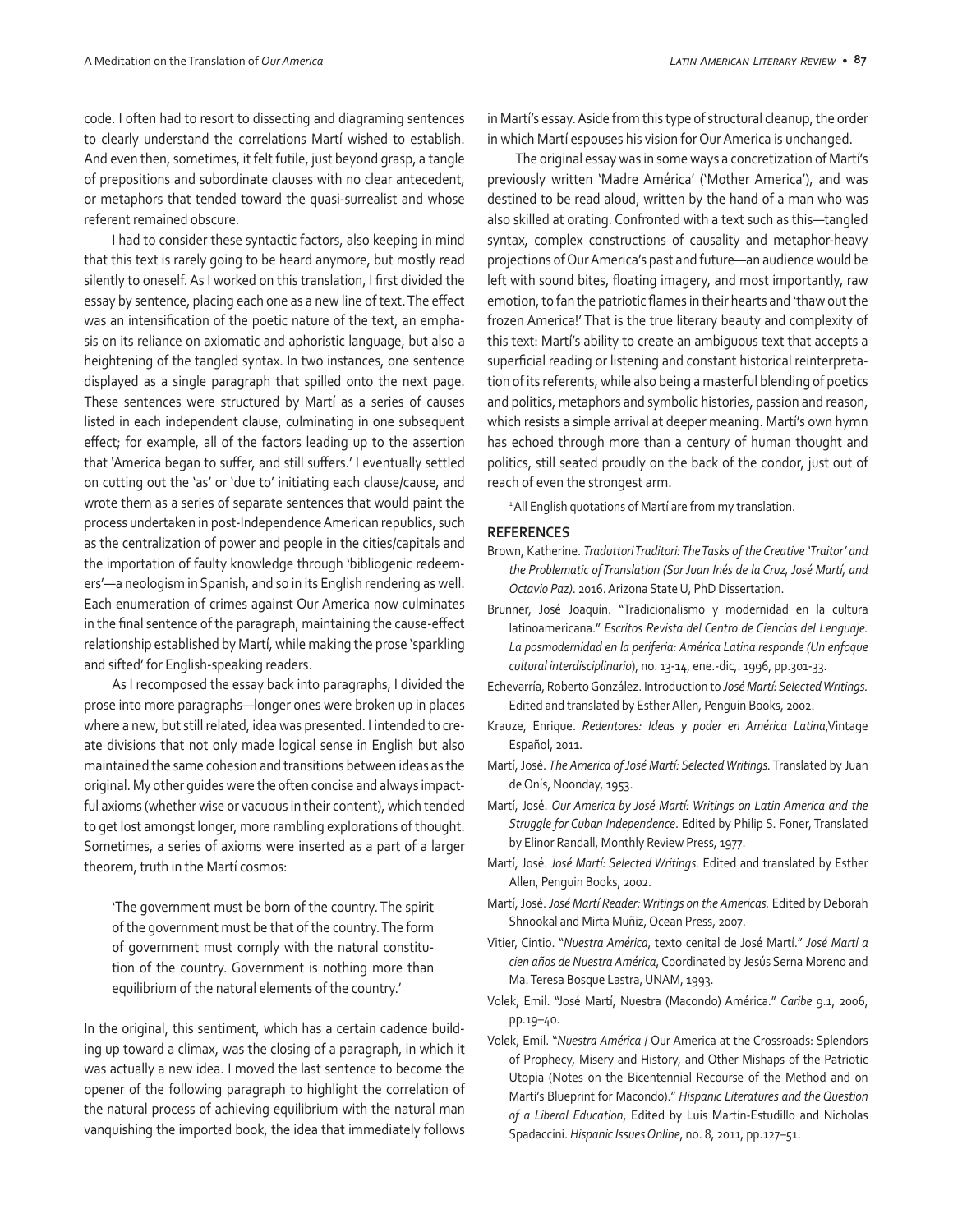code. I often had to resort to dissecting and diagraming sentences to clearly understand the correlations Martí wished to establish. And even then, sometimes, it felt futile, just beyond grasp, a tangle of prepositions and subordinate clauses with no clear antecedent, or metaphors that tended toward the quasi-surrealist and whose referent remained obscure.

I had to consider these syntactic factors, also keeping in mind that this text is rarely going to be heard anymore, but mostly read silently to oneself. As I worked on this translation, I first divided the essay by sentence, placing each one as a new line of text. The effect was an intensification of the poetic nature of the text, an emphasis on its reliance on axiomatic and aphoristic language, but also a heightening of the tangled syntax. In two instances, one sentence displayed as a single paragraph that spilled onto the next page. These sentences were structured by Martí as a series of causes listed in each independent clause, culminating in one subsequent effect; for example, all of the factors leading up to the assertion that 'America began to suffer, and still suffers.' I eventually settled on cutting out the 'as' or 'due to' initiating each clause/cause, and wrote them as a series of separate sentences that would paint the process undertaken in post-Independence American republics, such as the centralization of power and people in the cities/capitals and the importation of faulty knowledge through 'bibliogenic redeemers'—a neologism in Spanish, and so in its English rendering as well. Each enumeration of crimes against Our America now culminates in the final sentence of the paragraph, maintaining the cause-effect relationship established by Martí, while making the prose 'sparkling and sifted' for English-speaking readers.

As I recomposed the essay back into paragraphs, I divided the prose into more paragraphs—longer ones were broken up in places where a new, but still related, idea was presented. I intended to create divisions that not only made logical sense in English but also maintained the same cohesion and transitions between ideas as the original. My other guides were the often concise and always impactful axioms (whether wise or vacuous in their content), which tended to get lost amongst longer, more rambling explorations of thought. Sometimes, a series of axioms were inserted as a part of a larger theorem, truth in the Martí cosmos:

> 'The government must be born of the country. The spirit of the government must be that of the country. The form of government must comply with the natural constitution of the country. Government is nothing more than equilibrium of the natural elements of the country.'

In the original, this sentiment, which has a certain cadence building up toward a climax, was the closing of a paragraph, in which it was actually a new idea. I moved the last sentence to become the opener of the following paragraph to highlight the correlation of the natural process of achieving equilibrium with the natural man vanquishing the imported book, the idea that immediately follows in Martí's essay. Aside from this type of structural cleanup, the order in which Martí espouses his vision for Our America is unchanged.

The original essay was in some ways a concretization of Martí's previously written 'Madre América' ('Mother America'), and was destined to be read aloud, written by the hand of a man who was also skilled at orating. Confronted with a text such as this—tangled syntax, complex constructions of causality and metaphor-heavy projections of Our America's past and future—an audience would be left with sound bites, floating imagery, and most importantly, raw emotion, to fan the patriotic flames in their hearts and 'thaw out the frozen America!' That is the true literary beauty and complexity of this text: Martí's ability to create an ambiguous text that accepts a superficial reading or listening and constant historical reinterpretation of its referents, while also being a masterful blending of poetics and politics, metaphors and symbolic histories, passion and reason, which resists a simple arrival at deeper meaning. Martí's own hymn has echoed through more than a century of human thought and politics, still seated proudly on the back of the condor, just out of reach of even the strongest arm.

[1] All English quotations of Martí are from my translation.

## REFERENCES

Brown, Katherine. *Traduttori Traditori: The Tasks of the Creative 'Traitor' and the Problematic of Translation (Sor Juan Inés de la Cruz, José Martí, and Octavio Paz)*. 2016. Arizona State U, PhD Dissertation.

Brunner, José Joaquín. "Tradicionalismo y modernidad en la cultura latinoamericana." *Escritos Revista del Centro de Ciencias del Lenguaje. La posmodernidad en la periferia: América Latina responde (Un enfoque cultural interdisciplinario)*, no. 13-14, ene.-dic,. 1996, pp.301-33.

Echevarría, Roberto González. Introduction to *José Martí: Selected Writings.* Edited and translated by Esther Allen, Penguin Books, 2002.

Krauze, Enrique. *Redentores: Ideas y poder en América Latina*,Vintage Español, 2011.

Martí, José. *The America of José Martí: Selected Writings.* Translated by Juan de Onís, Noonday, 1953.

Martí, José. *Our America by José Martí: Writings on Latin America and the Struggle for Cuban Independence*. Edited by Philip S. Foner, Translated by Elinor Randall, Monthly Review Press, 1977.

Martí, José. *José Martí: Selected Writings.* Edited and translated by Esther Allen, Penguin Books, 2002.

Martí, José. *José Martí Reader: Writings on the Americas.* Edited by Deborah Shnookal and Mirta Muñiz, Ocean Press, 2007.

Vitier, Cintio. "*Nuestra América*, texto cenital de José Martí." *José Martí a cien años de Nuestra América*, Coordinated by Jesús Serna Moreno and Ma. Teresa Bosque Lastra, UNAM, 1993.

Volek, Emil. "José Martí, Nuestra (Macondo) América." *Caribe* 9.1, 2006, pp.19–40.

Volek, Emil. "*Nuestra América* / Our America at the Crossroads: Splendors of Prophecy, Misery and History, and Other Mishaps of the Patriotic Utopia (Notes on the Bicentennial Recourse of the Method and on Martí's Blueprint for Macondo)." *Hispanic Literatures and the Question of a Liberal Education*, Edited by Luis Martín-Estudillo and Nicholas Spadaccini. *Hispanic Issues Online*, no. 8, 2011, pp.127–51.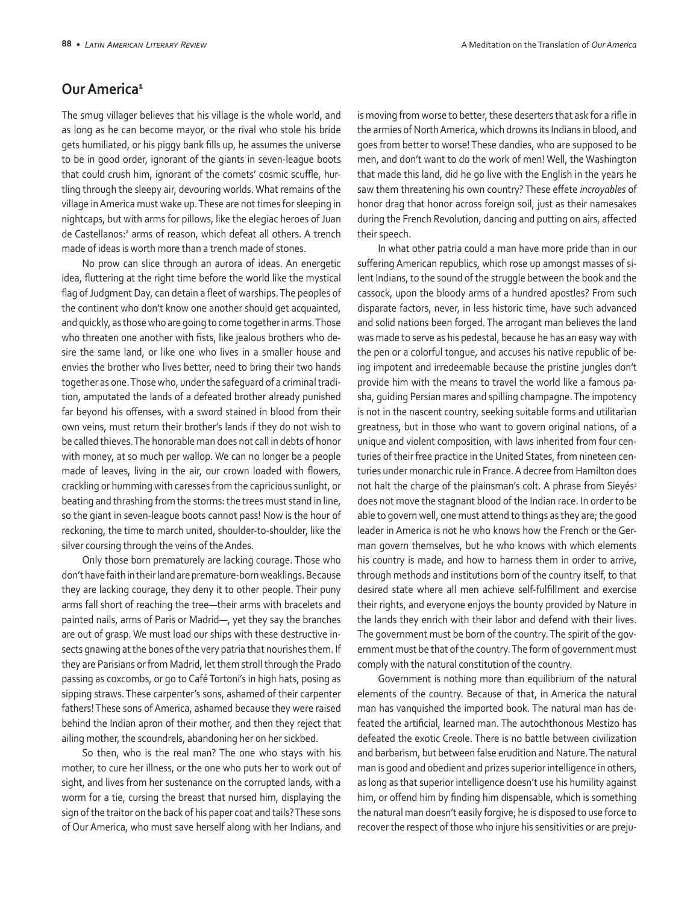## Our America[1]

The smug villager believes that his village is the whole world, and as long as he can become mayor, or the rival who stole his bride gets humiliated, or his piggy bank fills up, he assumes the universe to be in good order, ignorant of the giants in seven-league boots that could crush him, ignorant of the comets' cosmic scuffle, hurtling through the sleepy air, devouring worlds. What remains of the village in America must wake up. These are not times for sleeping in nightcaps, but with arms for pillows, like the elegiac heroes of Juan de Castellanos:[2] arms of reason, which defeat all others. A trench made of ideas is worth more than a trench made of stones.

No prow can slice through an aurora of ideas. An energetic idea, fluttering at the right time before the world like the mystical flag of Judgment Day, can detain a fleet of warships. The peoples of the continent who don't know one another should get acquainted, and quickly, as those who are going to come together in arms. Those who threaten one another with fists, like jealous brothers who desire the same land, or like one who lives in a smaller house and envies the brother who lives better, need to bring their two hands together as one. Those who, under the safeguard of a criminal tradition, amputated the lands of a defeated brother already punished far beyond his offenses, with a sword stained in blood from their own veins, must return their brother's lands if they do not wish to be called thieves. The honorable man does not call in debts of honor with money, at so much per wallop. We can no longer be a people made of leaves, living in the air, our crown loaded with flowers, crackling or humming with caresses from the capricious sunlight, or beating and thrashing from the storms: the trees must stand in line, so the giant in seven-league boots cannot pass! Now is the hour of reckoning, the time to march united, shoulder-to-shoulder, like the silver coursing through the veins of the Andes.

Only those born prematurely are lacking courage. Those who don't have faith in their land are premature-born weaklings. Because they are lacking courage, they deny it to other people. Their puny arms fall short of reaching the tree—their arms with bracelets and painted nails, arms of Paris or Madrid—, yet they say the branches are out of grasp. We must load our ships with these destructive insects gnawing at the bones of the very patria that nourishes them. If they are Parisians or from Madrid, let them stroll through the Prado passing as coxcombs, or go to Café Tortoni's in high hats, posing as sipping straws. These carpenter's sons, ashamed of their carpenter fathers! These sons of America, ashamed because they were raised behind the Indian apron of their mother, and then they reject that ailing mother, the scoundrels, abandoning her on her sickbed.

So then, who is the real man? The one who stays with his mother, to cure her illness, or the one who puts her to work out of sight, and lives from her sustenance on the corrupted lands, with a worm for a tie, cursing the breast that nursed him, displaying the sign of the traitor on the back of his paper coat and tails? These sons of Our America, who must save herself along with her Indians, and is moving from worse to better, these deserters that ask for a rifle in the armies of North America, which drowns its Indians in blood, and goes from better to worse! These dandies, who are supposed to be men, and don't want to do the work of men! Well, the Washington that made this land, did he go live with the English in the years he saw them threatening his own country? These effete *incroyables* of honor drag that honor across foreign soil, just as their namesakes during the French Revolution, dancing and putting on airs, affected their speech.

In what other patria could a man have more pride than in our suffering American republics, which rose up amongst masses of silent Indians, to the sound of the struggle between the book and the cassock, upon the bloody arms of a hundred apostles? From such disparate factors, never, in less historic time, have such advanced and solid nations been forged. The arrogant man believes the land was made to serve as his pedestal, because he has an easy way with the pen or a colorful tongue, and accuses his native republic of being impotent and irredeemable because the pristine jungles don't provide him with the means to travel the world like a famous pasha, guiding Persian mares and spilling champagne. The impotency is not in the nascent country, seeking suitable forms and utilitarian greatness, but in those who want to govern original nations, of a unique and violent composition, with laws inherited from four centuries of their free practice in the United States, from nineteen centuries under monarchic rule in France. A decree from Hamilton does not halt the charge of the plainsman's colt. A phrase from Sieyés[3] does not move the stagnant blood of the Indian race. In order to be able to govern well, one must attend to things as they are; the good leader in America is not he who knows how the French or the German govern themselves, but he who knows with which elements his country is made, and how to harness them in order to arrive, through methods and institutions born of the country itself, to that desired state where all men achieve self-fulfillment and exercise their rights, and everyone enjoys the bounty provided by Nature in the lands they enrich with their labor and defend with their lives. The government must be born of the country. The spirit of the government must be that of the country. The form of government must comply with the natural constitution of the country.

Government is nothing more than equilibrium of the natural elements of the country. Because of that, in America the natural man has vanquished the imported book. The natural man has defeated the artificial, learned man. The autochthonous Mestizo has defeated the exotic Creole. There is no battle between civilization and barbarism, but between false erudition and Nature. The natural man is good and obedient and prizes superior intelligence in others, as long as that superior intelligence doesn't use his humility against him, or offend him by finding him dispensable, which is something the natural man doesn't easily forgive; he is disposed to use force to recover the respect of those who injure his sensitivities or are preju-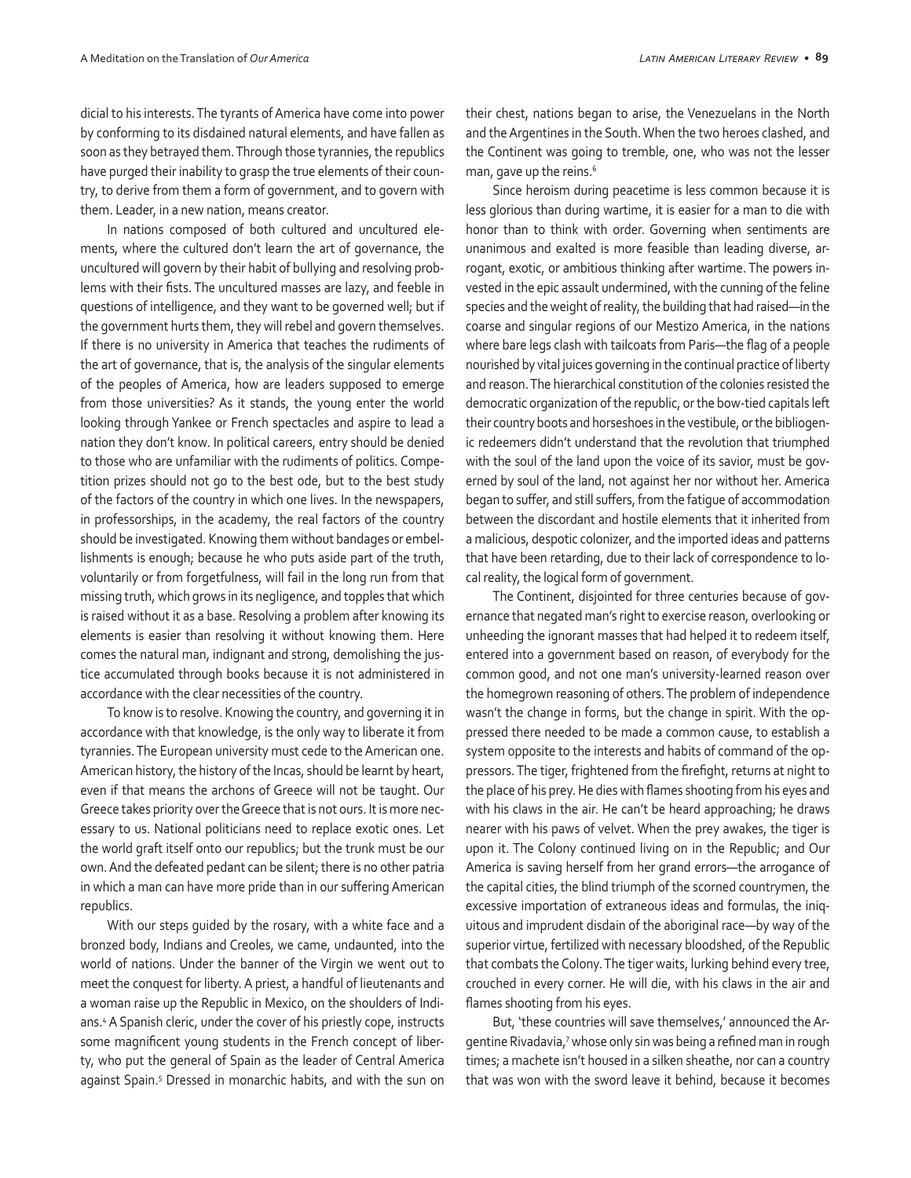dicial to his interests. The tyrants of America have come into power by conforming to its disdained natural elements, and have fallen as soon as they betrayed them. Through those tyrannies, the republics have purged their inability to grasp the true elements of their country, to derive from them a form of government, and to govern with them. Leader, in a new nation, means creator.

In nations composed of both cultured and uncultured elements, where the cultured don't learn the art of governance, the uncultured will govern by their habit of bullying and resolving problems with their fists. The uncultured masses are lazy, and feeble in questions of intelligence, and they want to be governed well; but if the government hurts them, they will rebel and govern themselves. If there is no university in America that teaches the rudiments of the art of governance, that is, the analysis of the singular elements of the peoples of America, how are leaders supposed to emerge from those universities? As it stands, the young enter the world looking through Yankee or French spectacles and aspire to lead a nation they don't know. In political careers, entry should be denied to those who are unfamiliar with the rudiments of politics. Competition prizes should not go to the best ode, but to the best study of the factors of the country in which one lives. In the newspapers, in professorships, in the academy, the real factors of the country should be investigated. Knowing them without bandages or embellishments is enough; because he who puts aside part of the truth, voluntarily or from forgetfulness, will fail in the long run from that missing truth, which grows in its negligence, and topples that which is raised without it as a base. Resolving a problem after knowing its elements is easier than resolving it without knowing them. Here comes the natural man, indignant and strong, demolishing the justice accumulated through books because it is not administered in accordance with the clear necessities of the country.

To know is to resolve. Knowing the country, and governing it in accordance with that knowledge, is the only way to liberate it from tyrannies. The European university must cede to the American one. American history, the history of the Incas, should be learnt by heart, even if that means the archons of Greece will not be taught. Our Greece takes priority over the Greece that is not ours. It is more necessary to us. National politicians need to replace exotic ones. Let the world graft itself onto our republics; but the trunk must be our own. And the defeated pedant can be silent; there is no other patria in which a man can have more pride than in our suffering American republics.

With our steps guided by the rosary, with a white face and a bronzed body, Indians and Creoles, we came, undaunted, into the world of nations. Under the banner of the Virgin we went out to meet the conquest for liberty. A priest, a handful of lieutenants and a woman raise up the Republic in Mexico, on the shoulders of Indians.[4] A Spanish cleric, under the cover of his priestly cope, instructs some magnificent young students in the French concept of liberty, who put the general of Spain as the leader of Central America against Spain.[5] Dressed in monarchic habits, and with the sun on their chest, nations began to arise, the Venezuelans in the North and the Argentines in the South. When the two heroes clashed, and the Continent was going to tremble, one, who was not the lesser man, gave up the reins.[6]

Since heroism during peacetime is less common because it is less glorious than during wartime, it is easier for a man to die with honor than to think with order. Governing when sentiments are unanimous and exalted is more feasible than leading diverse, arrogant, exotic, or ambitious thinking after wartime. The powers invested in the epic assault undermined, with the cunning of the feline species and the weight of reality, the building that had raised—in the coarse and singular regions of our Mestizo America, in the nations where bare legs clash with tailcoats from Paris—the flag of a people nourished by vital juices governing in the continual practice of liberty and reason. The hierarchical constitution of the colonies resisted the democratic organization of the republic, or the bow-tied capitals left their country boots and horseshoes in the vestibule, or the bibliogenic redeemers didn't understand that the revolution that triumphed with the soul of the land upon the voice of its savior, must be governed by soul of the land, not against her nor without her. America began to suffer, and still suffers, from the fatigue of accommodation between the discordant and hostile elements that it inherited from a malicious, despotic colonizer, and the imported ideas and patterns that have been retarding, due to their lack of correspondence to local reality, the logical form of government.

The Continent, disjointed for three centuries because of governance that negated man's right to exercise reason, overlooking or unheeding the ignorant masses that had helped it to redeem itself, entered into a government based on reason, of everybody for the common good, and not one man's university-learned reason over the homegrown reasoning of others. The problem of independence wasn't the change in forms, but the change in spirit. With the oppressed there needed to be made a common cause, to establish a system opposite to the interests and habits of command of the oppressors. The tiger, frightened from the firefight, returns at night to the place of his prey. He dies with flames shooting from his eyes and with his claws in the air. He can't be heard approaching; he draws nearer with his paws of velvet. When the prey awakes, the tiger is upon it. The Colony continued living on in the Republic; and Our America is saving herself from her grand errors—the arrogance of the capital cities, the blind triumph of the scorned countrymen, the excessive importation of extraneous ideas and formulas, the iniquitous and imprudent disdain of the aboriginal race—by way of the superior virtue, fertilized with necessary bloodshed, of the Republic that combats the Colony. The tiger waits, lurking behind every tree, crouched in every corner. He will die, with his claws in the air and flames shooting from his eyes.

But, 'these countries will save themselves,' announced the Argentine Rivadavia,[7] whose only sin was being a refined man in rough times; a machete isn't housed in a silken sheathe, nor can a country that was won with the sword leave it behind, because it becomes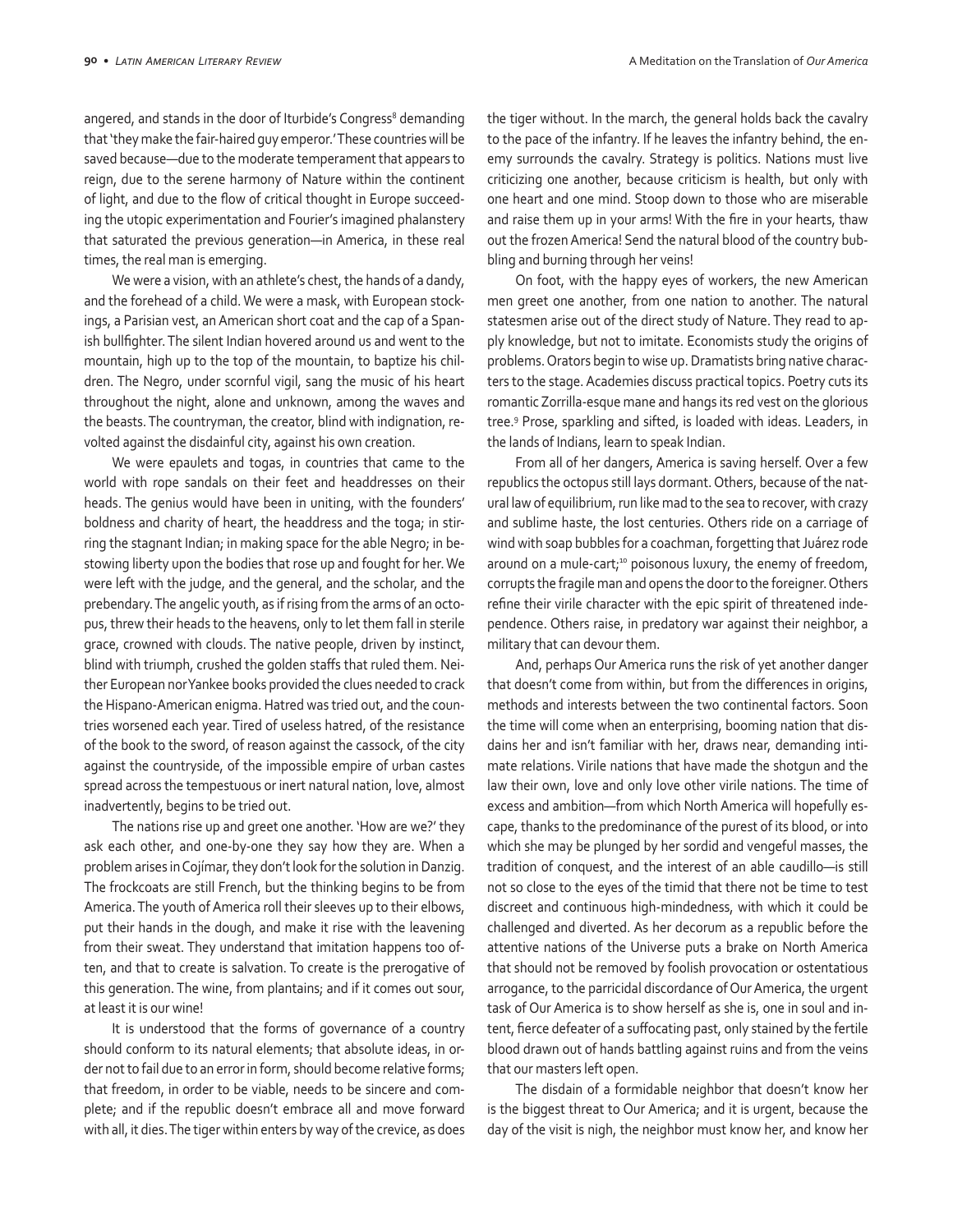angered, and stands in the door of Iturbide's Congress[8] demanding that 'they make the fair-haired guy emperor.' These countries will be saved because—due to the moderate temperament that appears to reign, due to the serene harmony of Nature within the continent of light, and due to the flow of critical thought in Europe succeeding the utopic experimentation and Fourier's imagined phalanstery that saturated the previous generation—in America, in these real times, the real man is emerging.

We were a vision, with an athlete's chest, the hands of a dandy, and the forehead of a child. We were a mask, with European stockings, a Parisian vest, an American short coat and the cap of a Spanish bullfighter. The silent Indian hovered around us and went to the mountain, high up to the top of the mountain, to baptize his children. The Negro, under scornful vigil, sang the music of his heart throughout the night, alone and unknown, among the waves and the beasts. The countryman, the creator, blind with indignation, revolted against the disdainful city, against his own creation.

We were epaulets and togas, in countries that came to the world with rope sandals on their feet and headdresses on their heads. The genius would have been in uniting, with the founders' boldness and charity of heart, the headdress and the toga; in stirring the stagnant Indian; in making space for the able Negro; in bestowing liberty upon the bodies that rose up and fought for her. We were left with the judge, and the general, and the scholar, and the prebendary. The angelic youth, as if rising from the arms of an octopus, threw their heads to the heavens, only to let them fall in sterile grace, crowned with clouds. The native people, driven by instinct, blind with triumph, crushed the golden staffs that ruled them. Neither European nor Yankee books provided the clues needed to crack the Hispano-American enigma. Hatred was tried out, and the countries worsened each year. Tired of useless hatred, of the resistance of the book to the sword, of reason against the cassock, of the city against the countryside, of the impossible empire of urban castes spread across the tempestuous or inert natural nation, love, almost inadvertently, begins to be tried out.

The nations rise up and greet one another. 'How are we?' they ask each other, and one-by-one they say how they are. When a problem arises in Cojímar, they don't look for the solution in Danzig. The frockcoats are still French, but the thinking begins to be from America. The youth of America roll their sleeves up to their elbows, put their hands in the dough, and make it rise with the leavening from their sweat. They understand that imitation happens too often, and that to create is salvation. To create is the prerogative of this generation. The wine, from plantains; and if it comes out sour, at least it is our wine!

It is understood that the forms of governance of a country should conform to its natural elements; that absolute ideas, in order not to fail due to an error in form, should become relative forms; that freedom, in order to be viable, needs to be sincere and complete; and if the republic doesn't embrace all and move forward with all, it dies. The tiger within enters by way of the crevice, as does the tiger without. In the march, the general holds back the cavalry to the pace of the infantry. If he leaves the infantry behind, the enemy surrounds the cavalry. Strategy is politics. Nations must live criticizing one another, because criticism is health, but only with one heart and one mind. Stoop down to those who are miserable and raise them up in your arms! With the fire in your hearts, thaw out the frozen America! Send the natural blood of the country bubbling and burning through her veins!

On foot, with the happy eyes of workers, the new American men greet one another, from one nation to another. The natural statesmen arise out of the direct study of Nature. They read to apply knowledge, but not to imitate. Economists study the origins of problems. Orators begin to wise up. Dramatists bring native characters to the stage. Academies discuss practical topics. Poetry cuts its romantic Zorrilla-esque mane and hangs its red vest on the glorious tree.[9] Prose, sparkling and sifted, is loaded with ideas. Leaders, in the lands of Indians, learn to speak Indian.

From all of her dangers, America is saving herself. Over a few republics the octopus still lays dormant. Others, because of the natural law of equilibrium, run like mad to the sea to recover, with crazy and sublime haste, the lost centuries. Others ride on a carriage of wind with soap bubbles for a coachman, forgetting that Juárez rode around on a mule-cart;[10] poisonous luxury, the enemy of freedom, corrupts the fragile man and opens the door to the foreigner. Others refine their virile character with the epic spirit of threatened independence. Others raise, in predatory war against their neighbor, a military that can devour them.

And, perhaps Our America runs the risk of yet another danger that doesn't come from within, but from the differences in origins, methods and interests between the two continental factors. Soon the time will come when an enterprising, booming nation that disdains her and isn't familiar with her, draws near, demanding intimate relations. Virile nations that have made the shotgun and the law their own, love and only love other virile nations. The time of excess and ambition—from which North America will hopefully escape, thanks to the predominance of the purest of its blood, or into which she may be plunged by her sordid and vengeful masses, the tradition of conquest, and the interest of an able caudillo—is still not so close to the eyes of the timid that there not be time to test discreet and continuous high-mindedness, with which it could be challenged and diverted. As her decorum as a republic before the attentive nations of the Universe puts a brake on North America that should not be removed by foolish provocation or ostentatious arrogance, to the parricidal discordance of Our America, the urgent task of Our America is to show herself as she is, one in soul and intent, fierce defeater of a suffocating past, only stained by the fertile blood drawn out of hands battling against ruins and from the veins that our masters left open.

The disdain of a formidable neighbor that doesn't know her is the biggest threat to Our America; and it is urgent, because the day of the visit is nigh, the neighbor must know her, and know her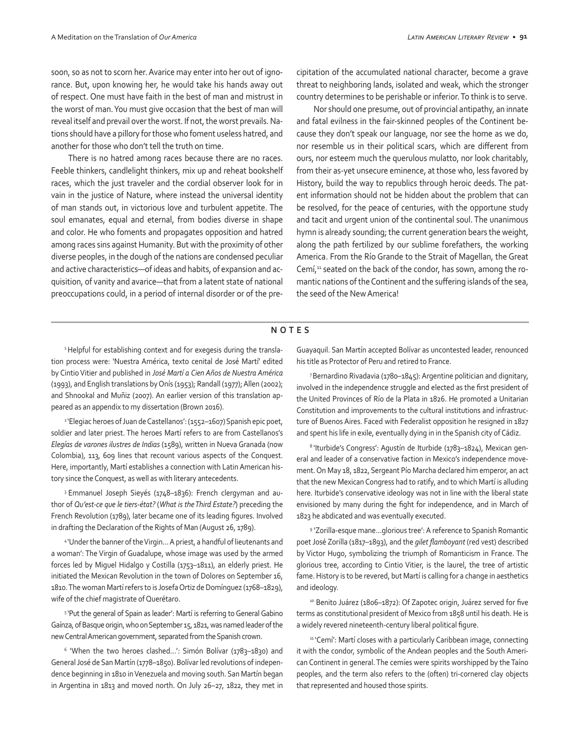soon, so as not to scorn her. Avarice may enter into her out of ignorance. But, upon knowing her, he would take his hands away out of respect. One must have faith in the best of man and mistrust in the worst of man. You must give occasion that the best of man will reveal itself and prevail over the worst. If not, the worst prevails. Nations should have a pillory for those who foment useless hatred, and another for those who don't tell the truth on time.

There is no hatred among races because there are no races. Feeble thinkers, candlelight thinkers, mix up and reheat bookshelf races, which the just traveler and the cordial observer look for in vain in the justice of Nature, where instead the universal identity of man stands out, in victorious love and turbulent appetite. The soul emanates, equal and eternal, from bodies diverse in shape and color. He who foments and propagates opposition and hatred among races sins against Humanity. But with the proximity of other diverse peoples, in the dough of the nations are condensed peculiar and active characteristics—of ideas and habits, of expansion and acquisition, of vanity and avarice—that from a latent state of national preoccupations could, in a period of internal disorder or of the precipitation of the accumulated national character, become a grave threat to neighboring lands, isolated and weak, which the stronger country determines to be perishable or inferior. To think is to serve.

Nor should one presume, out of provincial antipathy, an innate and fatal evilness in the fair-skinned peoples of the Continent because they don't speak our language, nor see the home as we do, nor resemble us in their political scars, which are different from ours, nor esteem much the querulous mulatto, nor look charitably, from their as-yet unsecure eminence, at those who, less favored by History, build the way to republics through heroic deeds. The patent information should not be hidden about the problem that can be resolved, for the peace of centuries, with the opportune study and tacit and urgent union of the continental soul. The unanimous hymn is already sounding; the current generation bears the weight, along the path fertilized by our sublime forefathers, the working America. From the Río Grande to the Strait of Magellan, the Great Cemí,[11] seated on the back of the condor, has sown, among the romantic nations of the Continent and the suffering islands of the sea, the seed of the New America!

## NOTES

[1] Helpful for establishing context and for exegesis during the translation process were: 'Nuestra América, texto cenital de José Martí' edited by Cintio Vitier and published in *José Martí a Cien Años de Nuestra América* (1993), and English translations by Onís (1953); Randall (1977); Allen (2002); and Shnookal and Muñiz (2007). An earlier version of this translation appeared as an appendix to my dissertation (Brown 2016).

[2] 'Elegiac heroes of Juan de Castellanos': (1552–1607) Spanish epic poet, soldier and later priest. The heroes Martí refers to are from Castellanos's *Elegías de varones ilustres de Indias* (1589), written in Nueva Granada (now Colombia), 113, 609 lines that recount various aspects of the Conquest. Here, importantly, Martí establishes a connection with Latin American history since the Conquest, as well as with literary antecedents.

[3] Emmanuel Joseph Sieyés (1748–1836): French clergyman and author of *Qu'est-ce que le tiers-état?* (*What is the Third Estate?*) preceding the French Revolution (1789), later became one of its leading figures. Involved in drafting the Declaration of the Rights of Man (August 26, 1789).

[4] 'Under the banner of the Virgin… A priest, a handful of lieutenants and a woman': The Virgin of Guadalupe, whose image was used by the armed forces led by Miguel Hidalgo y Costilla (1753–1811), an elderly priest. He initiated the Mexican Revolution in the town of Dolores on September 16, 1810. The woman Martí refers to is Josefa Ortiz de Domínguez (1768–1829), wife of the chief magistrate of Querétaro.

[5] 'Put the general of Spain as leader': Martí is referring to General Gabino Gaínza, of Basque origin, who on September 15, 1821, was named leader of the new Central American government, separated from the Spanish crown.

[6] 'When the two heroes clashed…': Simón Bolívar (1783–1830) and General José de San Martín (1778–1850). Bolívar led revolutions of independence beginning in 1810 in Venezuela and moving south. San Martín began in Argentina in 1813 and moved north. On July 26–27, 1822, they met in Guayaquil. San Martín accepted Bolívar as uncontested leader, renounced his title as Protector of Peru and retired to France.

[7] Bernardino Rivadavia (1780–1845): Argentine politician and dignitary, involved in the independence struggle and elected as the first president of the United Provinces of Río de la Plata in 1826. He promoted a Unitarian Constitution and improvements to the cultural institutions and infrastructure of Buenos Aires. Faced with Federalist opposition he resigned in 1827 and spent his life in exile, eventually dying in in the Spanish city of Cádiz.

[8] 'Iturbide's Congress': Agustín de Iturbide (1783–1824), Mexican general and leader of a conservative faction in Mexico's independence movement. On May 18, 1822, Sergeant Pío Marcha declared him emperor, an act that the new Mexican Congress had to ratify, and to which Martí is alluding here. Iturbide's conservative ideology was not in line with the liberal state envisioned by many during the fight for independence, and in March of 1823 he abdicated and was eventually executed.

[9] 'Zorilla-esque mane…glorious tree': A reference to Spanish Romantic poet José Zorilla (1817–1893), and the *gilet flamboyant* (red vest) described by Victor Hugo, symbolizing the triumph of Romanticism in France. The glorious tree, according to Cintio Vitier, is the laurel, the tree of artistic fame. History is to be revered, but Martí is calling for a change in aesthetics and ideology.

[10] Benito Juárez (1806–1872): Of Zapotec origin, Juárez served for five terms as constitutional president of Mexico from 1858 until his death. He is a widely revered nineteenth-century liberal political figure.

[11] 'Cemí': Martí closes with a particularly Caribbean image, connecting it with the condor, symbolic of the Andean peoples and the South American Continent in general. The cemíes were spirits worshipped by the Taíno peoples, and the term also refers to the (often) tri-cornered clay objects that represented and housed those spirits.